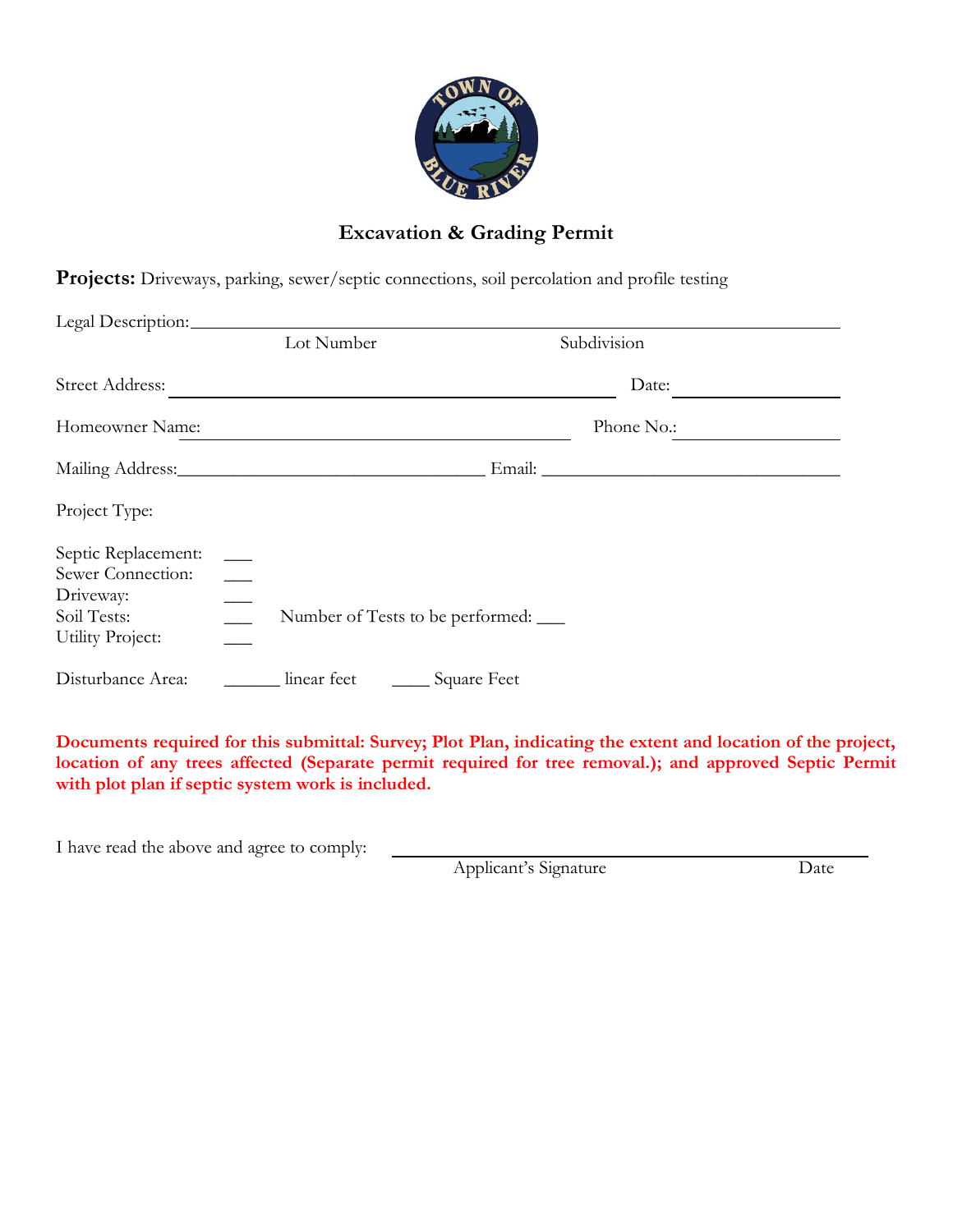# Excavation & Grading Permit

**Projects:** Driveways, parking, sewer/septic connections, soil percolation and profile testing

Legal Description: ______________________________________________

Lot Number Subdivision

Street Address: ______________________________ Date: ____________

Homeowner Name: ____________________________ Phone No.: ____________

Mailing Address: ______________________________ Email: ______________________________

Project Type:

Septic Replacement: ___
Sewer Connection: ___
Driveway: ___
Soil Tests: ___ Number of Tests to be performed: ___
Utility Project: ___

Disturbance Area: ______ linear feet ____ Square Feet

**Documents required for this submittal: Survey; Plot Plan, indicating the extent and location of the project, location of any trees affected (Separate permit required for tree removal.); and approved Septic Permit with plot plan if septic system work is included.**

I have read the above and agree to comply: ______________________________________________

Applicant's Signature Date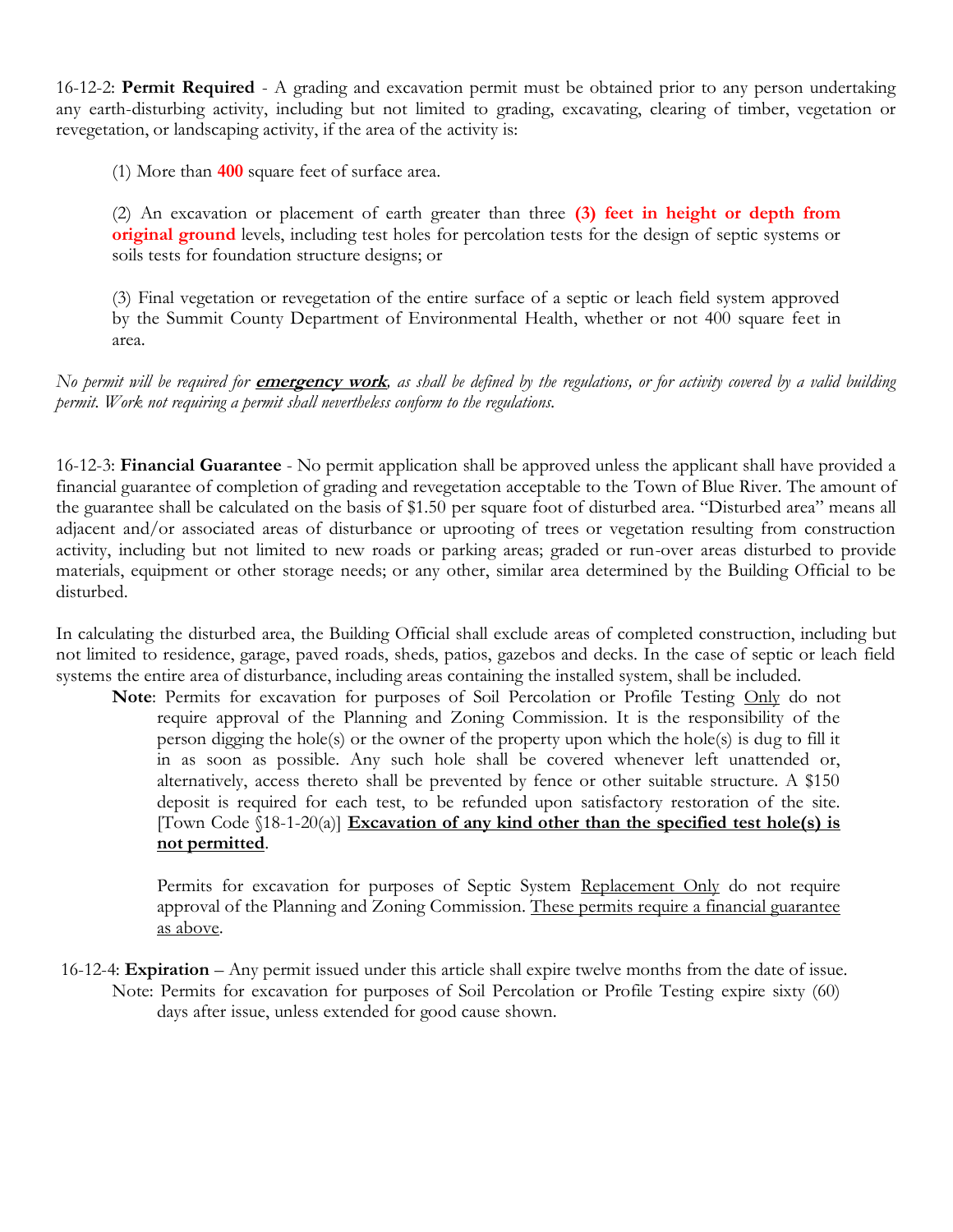16-12-2: **Permit Required** - A grading and excavation permit must be obtained prior to any person undertaking any earth-disturbing activity, including but not limited to grading, excavating, clearing of timber, vegetation or revegetation, or landscaping activity, if the area of the activity is:

(1) More than **400** square feet of surface area.

(2) An excavation or placement of earth greater than three **(3) feet in height or depth from original ground** levels, including test holes for percolation tests for the design of septic systems or soils tests for foundation structure designs; or

(3) Final vegetation or revegetation of the entire surface of a septic or leach field system approved by the Summit County Department of Environmental Health, whether or not 400 square feet in area.

*No permit will be required for **emergency work**, as shall be defined by the regulations, or for activity covered by a valid building permit. Work not requiring a permit shall nevertheless conform to the regulations.*

16-12-3: **Financial Guarantee** - No permit application shall be approved unless the applicant shall have provided a financial guarantee of completion of grading and revegetation acceptable to the Town of Blue River. The amount of the guarantee shall be calculated on the basis of $1.50 per square foot of disturbed area. "Disturbed area" means all adjacent and/or associated areas of disturbance or uprooting of trees or vegetation resulting from construction activity, including but not limited to new roads or parking areas; graded or run-over areas disturbed to provide materials, equipment or other storage needs; or any other, similar area determined by the Building Official to be disturbed.

In calculating the disturbed area, the Building Official shall exclude areas of completed construction, including but not limited to residence, garage, paved roads, sheds, patios, gazebos and decks. In the case of septic or leach field systems the entire area of disturbance, including areas containing the installed system, shall be included.

**Note**: Permits for excavation for purposes of Soil Percolation or Profile Testing Only do not require approval of the Planning and Zoning Commission. It is the responsibility of the person digging the hole(s) or the owner of the property upon which the hole(s) is dug to fill it in as soon as possible. Any such hole shall be covered whenever left unattended or, alternatively, access thereto shall be prevented by fence or other suitable structure. A $150 deposit is required for each test, to be refunded upon satisfactory restoration of the site. [Town Code §18-1-20(a)] **Excavation of any kind other than the specified test hole(s) is not permitted**.

Permits for excavation for purposes of Septic System Replacement Only do not require approval of the Planning and Zoning Commission. These permits require a financial guarantee as above.

16-12-4: **Expiration** – Any permit issued under this article shall expire twelve months from the date of issue.

Note: Permits for excavation for purposes of Soil Percolation or Profile Testing expire sixty (60) days after issue, unless extended for good cause shown.